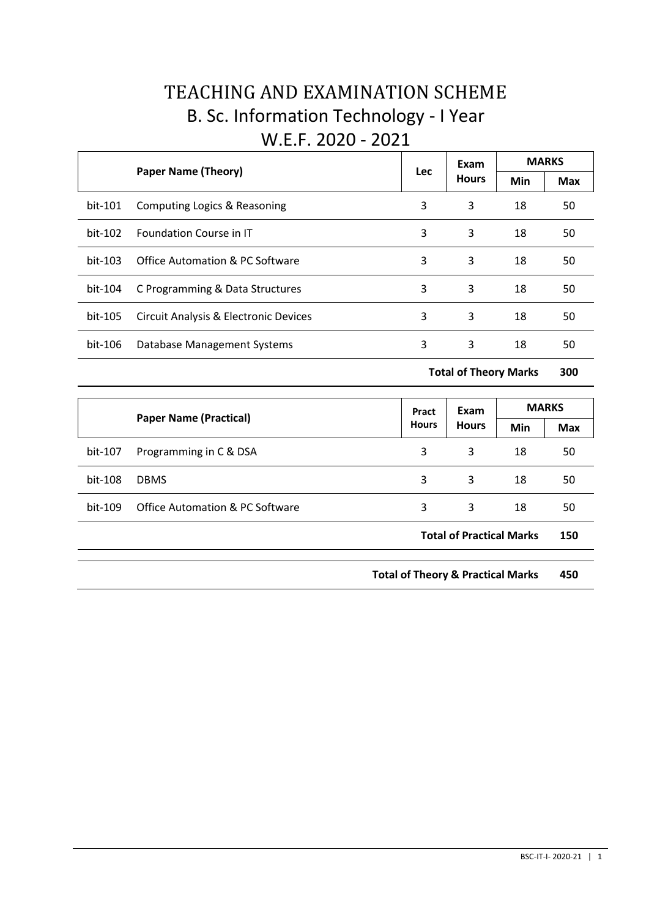# TEACHING AND EXAMINATION SCHEME

## B. Sc. Information Technology - I Year

## W.E.F. 2020 - 2021

| | Paper Name (Theory) | Lec | Exam Hours | MARKS | |
|---|---|---|---|---|---|
| | | | | Min | Max |
| bit-101 | Computing Logics & Reasoning | 3 | 3 | 18 | 50 |
| bit-102 | Foundation Course in IT | 3 | 3 | 18 | 50 |
| bit-103 | Office Automation & PC Software | 3 | 3 | 18 | 50 |
| bit-104 | C Programming & Data Structures | 3 | 3 | 18 | 50 |
| bit-105 | Circuit Analysis & Electronic Devices | 3 | 3 | 18 | 50 |
| bit-106 | Database Management Systems | 3 | 3 | 18 | 50 |
| | | | **Total of Theory Marks** | | **300** |

| | Paper Name (Practical) | Pract Hours | Exam Hours | MARKS | |
|---|---|---|---|---|---|
| | | | | Min | Max |
| bit-107 | Programming in C & DSA | 3 | 3 | 18 | 50 |
| bit-108 | DBMS | 3 | 3 | 18 | 50 |
| bit-109 | Office Automation & PC Software | 3 | 3 | 18 | 50 |
| | | | **Total of Practical Marks** | | **150** |

| | |
|---|---|
| **Total of Theory & Practical Marks** | **450** |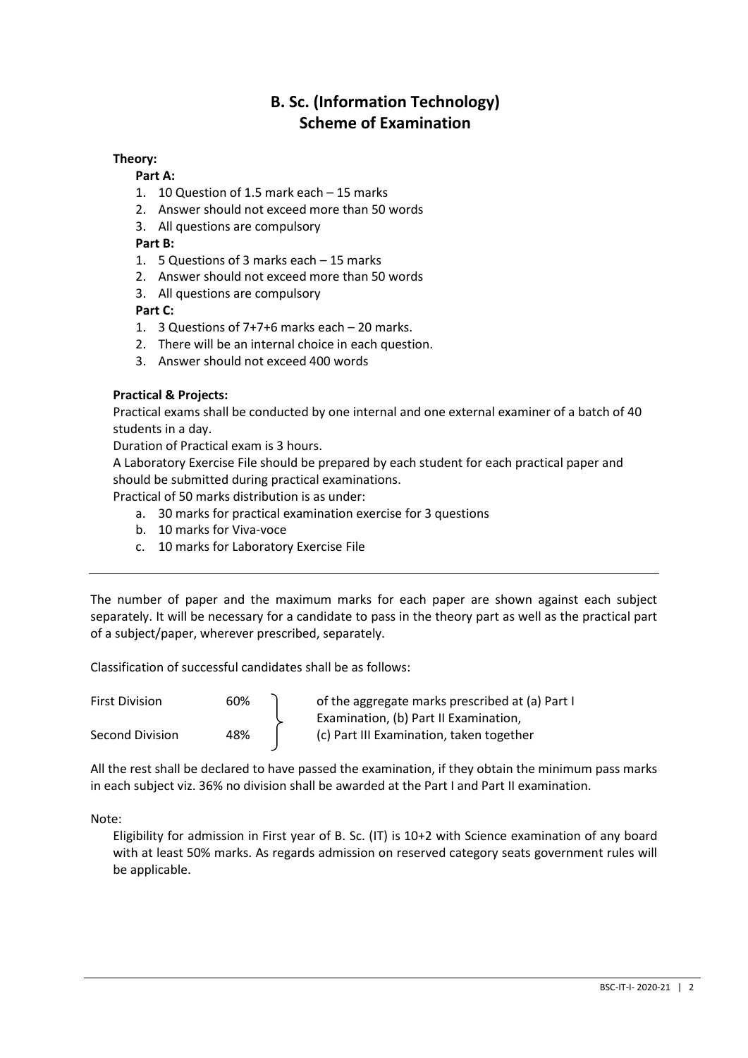# B. Sc. (Information Technology)
# Scheme of Examination

**Theory:**

**Part A:**

1. 10 Question of 1.5 mark each – 15 marks
2. Answer should not exceed more than 50 words
3. All questions are compulsory

**Part B:**

1. 5 Questions of 3 marks each – 15 marks
2. Answer should not exceed more than 50 words
3. All questions are compulsory

**Part C:**

1. 3 Questions of 7+7+6 marks each – 20 marks.
2. There will be an internal choice in each question.
3. Answer should not exceed 400 words

**Practical & Projects:**

Practical exams shall be conducted by one internal and one external examiner of a batch of 40 students in a day.

Duration of Practical exam is 3 hours.

A Laboratory Exercise File should be prepared by each student for each practical paper and should be submitted during practical examinations.

Practical of 50 marks distribution is as under:

a. 30 marks for practical examination exercise for 3 questions
b. 10 marks for Viva-voce
c. 10 marks for Laboratory Exercise File

---

The number of paper and the maximum marks for each paper are shown against each subject separately. It will be necessary for a candidate to pass in the theory part as well as the practical part of a subject/paper, wherever prescribed, separately.

Classification of successful candidates shall be as follows:

| | | |
|---|---|---|
| First Division | 60% | of the aggregate marks prescribed at (a) Part I Examination, (b) Part II Examination, (c) Part III Examination, taken together |
| Second Division | 48% | |

All the rest shall be declared to have passed the examination, if they obtain the minimum pass marks in each subject viz. 36% no division shall be awarded at the Part I and Part II examination.

Note:

Eligibility for admission in First year of B. Sc. (IT) is 10+2 with Science examination of any board with at least 50% marks. As regards admission on reserved category seats government rules will be applicable.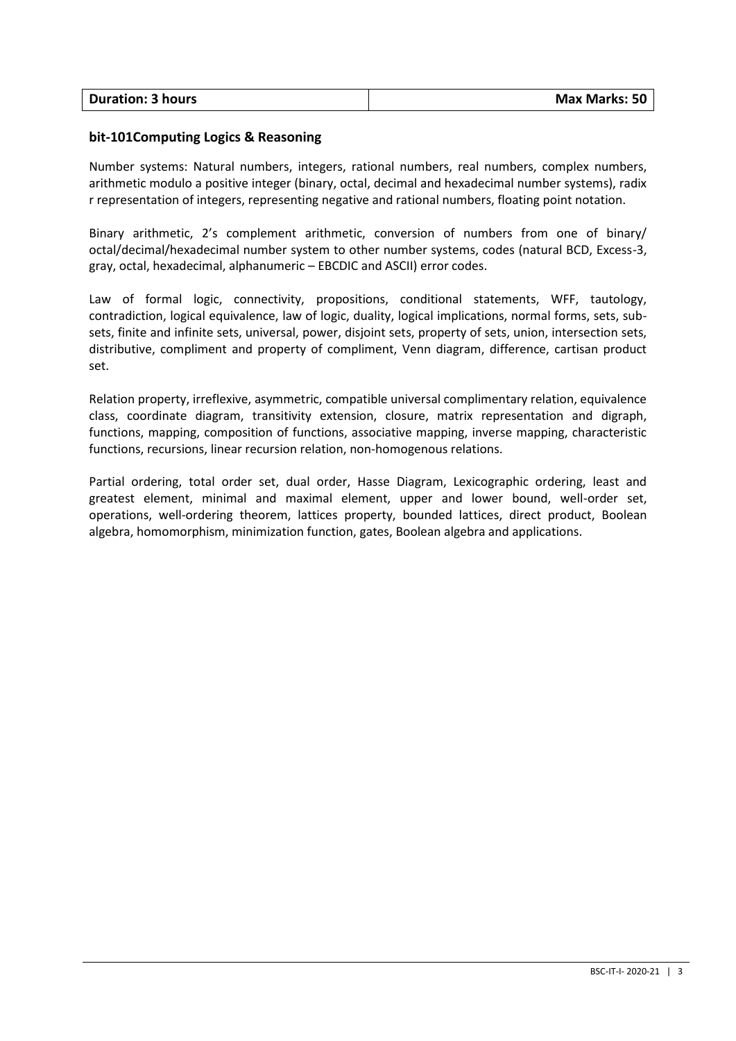| Duration: 3 hours | Max Marks: 50 |
|---|---|

### bit-101Computing Logics & Reasoning

Number systems: Natural numbers, integers, rational numbers, real numbers, complex numbers, arithmetic modulo a positive integer (binary, octal, decimal and hexadecimal number systems), radix r representation of integers, representing negative and rational numbers, floating point notation.

Binary arithmetic, 2's complement arithmetic, conversion of numbers from one of binary/ octal/decimal/hexadecimal number system to other number systems, codes (natural BCD, Excess-3, gray, octal, hexadecimal, alphanumeric – EBCDIC and ASCII) error codes.

Law of formal logic, connectivity, propositions, conditional statements, WFF, tautology, contradiction, logical equivalence, law of logic, duality, logical implications, normal forms, sets, sub-sets, finite and infinite sets, universal, power, disjoint sets, property of sets, union, intersection sets, distributive, compliment and property of compliment, Venn diagram, difference, cartisan product set.

Relation property, irreflexive, asymmetric, compatible universal complimentary relation, equivalence class, coordinate diagram, transitivity extension, closure, matrix representation and digraph, functions, mapping, composition of functions, associative mapping, inverse mapping, characteristic functions, recursions, linear recursion relation, non-homogenous relations.

Partial ordering, total order set, dual order, Hasse Diagram, Lexicographic ordering, least and greatest element, minimal and maximal element, upper and lower bound, well-order set, operations, well-ordering theorem, lattices property, bounded lattices, direct product, Boolean algebra, homomorphism, minimization function, gates, Boolean algebra and applications.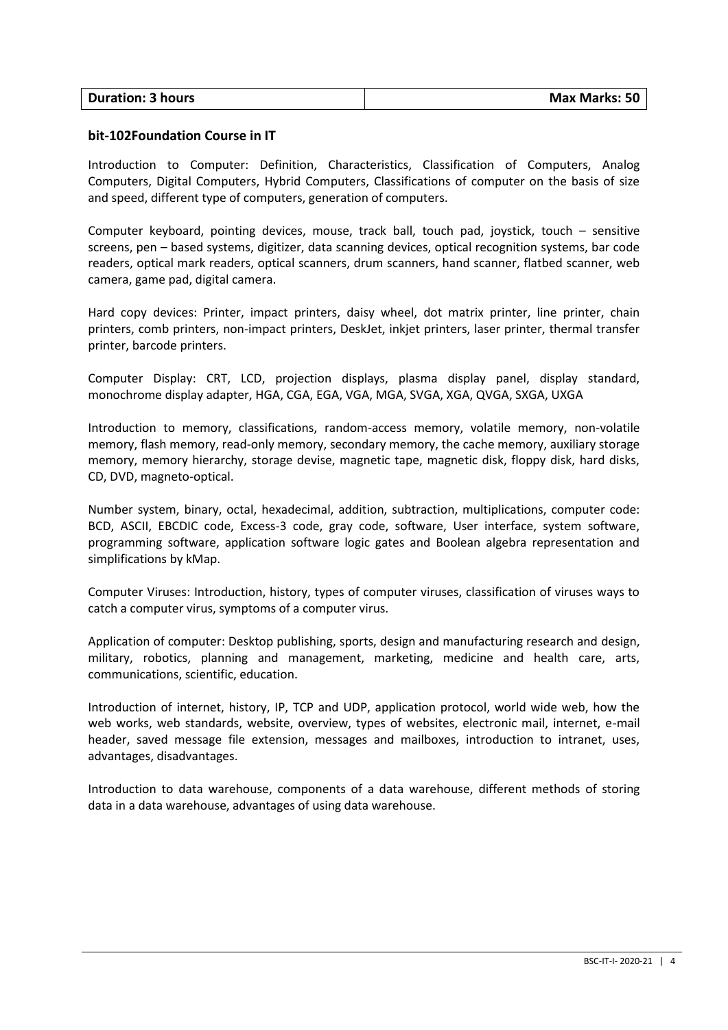| **Duration: 3 hours** | **Max Marks: 50** |
|---|---|

**bit-102Foundation Course in IT**

Introduction to Computer: Definition, Characteristics, Classification of Computers, Analog Computers, Digital Computers, Hybrid Computers, Classifications of computer on the basis of size and speed, different type of computers, generation of computers.

Computer keyboard, pointing devices, mouse, track ball, touch pad, joystick, touch – sensitive screens, pen – based systems, digitizer, data scanning devices, optical recognition systems, bar code readers, optical mark readers, optical scanners, drum scanners, hand scanner, flatbed scanner, web camera, game pad, digital camera.

Hard copy devices: Printer, impact printers, daisy wheel, dot matrix printer, line printer, chain printers, comb printers, non-impact printers, DeskJet, inkjet printers, laser printer, thermal transfer printer, barcode printers.

Computer Display: CRT, LCD, projection displays, plasma display panel, display standard, monochrome display adapter, HGA, CGA, EGA, VGA, MGA, SVGA, XGA, QVGA, SXGA, UXGA

Introduction to memory, classifications, random-access memory, volatile memory, non-volatile memory, flash memory, read-only memory, secondary memory, the cache memory, auxiliary storage memory, memory hierarchy, storage devise, magnetic tape, magnetic disk, floppy disk, hard disks, CD, DVD, magneto-optical.

Number system, binary, octal, hexadecimal, addition, subtraction, multiplications, computer code: BCD, ASCII, EBCDIC code, Excess-3 code, gray code, software, User interface, system software, programming software, application software logic gates and Boolean algebra representation and simplifications by kMap.

Computer Viruses: Introduction, history, types of computer viruses, classification of viruses ways to catch a computer virus, symptoms of a computer virus.

Application of computer: Desktop publishing, sports, design and manufacturing research and design, military, robotics, planning and management, marketing, medicine and health care, arts, communications, scientific, education.

Introduction of internet, history, IP, TCP and UDP, application protocol, world wide web, how the web works, web standards, website, overview, types of websites, electronic mail, internet, e-mail header, saved message file extension, messages and mailboxes, introduction to intranet, uses, advantages, disadvantages.

Introduction to data warehouse, components of a data warehouse, different methods of storing data in a data warehouse, advantages of using data warehouse.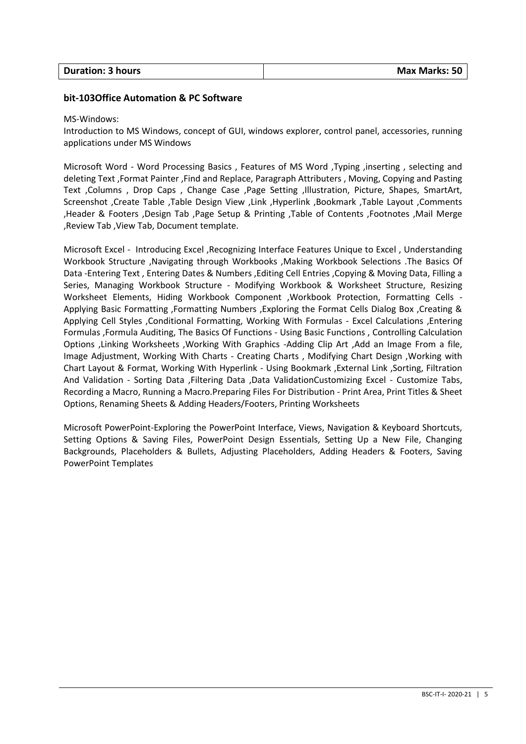| Duration: 3 hours | Max Marks: 50 |
| --- | --- |

**bit-103Office Automation & PC Software**

MS-Windows:
Introduction to MS Windows, concept of GUI, windows explorer, control panel, accessories, running applications under MS Windows

Microsoft Word - Word Processing Basics , Features of MS Word ,Typing ,inserting , selecting and deleting Text ,Format Painter ,Find and Replace, Paragraph Attributers , Moving, Copying and Pasting Text ,Columns , Drop Caps , Change Case ,Page Setting ,Illustration, Picture, Shapes, SmartArt, Screenshot ,Create Table ,Table Design View ,Link ,Hyperlink ,Bookmark ,Table Layout ,Comments ,Header & Footers ,Design Tab ,Page Setup & Printing ,Table of Contents ,Footnotes ,Mail Merge ,Review Tab ,View Tab, Document template.

Microsoft Excel - Introducing Excel ,Recognizing Interface Features Unique to Excel , Understanding Workbook Structure ,Navigating through Workbooks ,Making Workbook Selections .The Basics Of Data -Entering Text , Entering Dates & Numbers ,Editing Cell Entries ,Copying & Moving Data, Filling a Series, Managing Workbook Structure - Modifying Workbook & Worksheet Structure, Resizing Worksheet Elements, Hiding Workbook Component ,Workbook Protection, Formatting Cells - Applying Basic Formatting ,Formatting Numbers ,Exploring the Format Cells Dialog Box ,Creating & Applying Cell Styles ,Conditional Formatting, Working With Formulas - Excel Calculations ,Entering Formulas ,Formula Auditing, The Basics Of Functions - Using Basic Functions , Controlling Calculation Options ,Linking Worksheets ,Working With Graphics -Adding Clip Art ,Add an Image From a file, Image Adjustment, Working With Charts - Creating Charts , Modifying Chart Design ,Working with Chart Layout & Format, Working With Hyperlink - Using Bookmark ,External Link ,Sorting, Filtration And Validation - Sorting Data ,Filtering Data ,Data ValidationCustomizing Excel - Customize Tabs, Recording a Macro, Running a Macro.Preparing Files For Distribution - Print Area, Print Titles & Sheet Options, Renaming Sheets & Adding Headers/Footers, Printing Worksheets

Microsoft PowerPoint-Exploring the PowerPoint Interface, Views, Navigation & Keyboard Shortcuts, Setting Options & Saving Files, PowerPoint Design Essentials, Setting Up a New File, Changing Backgrounds, Placeholders & Bullets, Adjusting Placeholders, Adding Headers & Footers, Saving PowerPoint Templates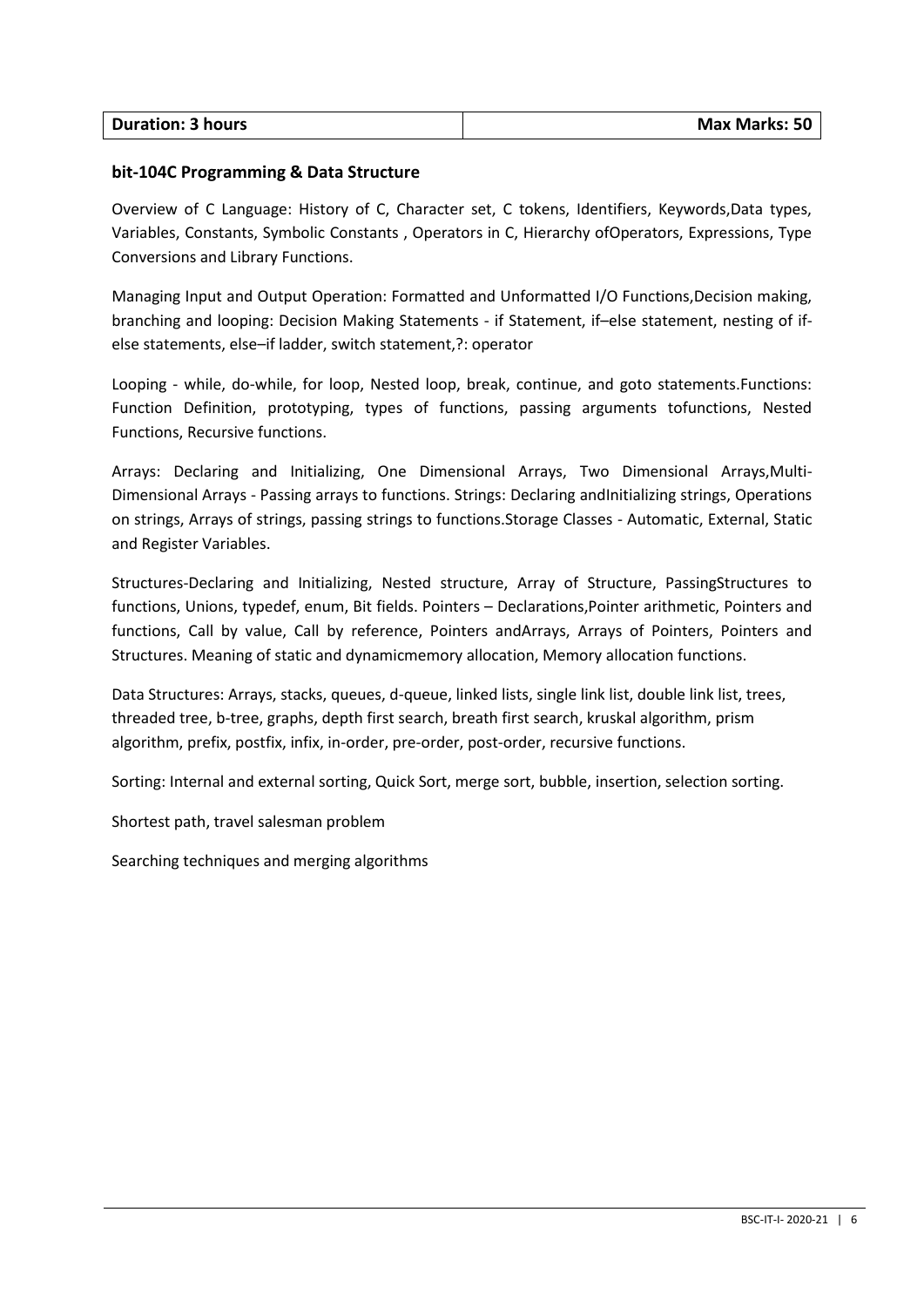| **Duration: 3 hours** | **Max Marks: 50** |
| --- | --- |

**bit-104C Programming & Data Structure**

Overview of C Language: History of C, Character set, C tokens, Identifiers, Keywords,Data types, Variables, Constants, Symbolic Constants , Operators in C, Hierarchy ofOperators, Expressions, Type Conversions and Library Functions.

Managing Input and Output Operation: Formatted and Unformatted I/O Functions,Decision making, branching and looping: Decision Making Statements - if Statement, if–else statement, nesting of if-else statements, else–if ladder, switch statement,?: operator

Looping - while, do-while, for loop, Nested loop, break, continue, and goto statements.Functions: Function Definition, prototyping, types of functions, passing arguments tofunctions, Nested Functions, Recursive functions.

Arrays: Declaring and Initializing, One Dimensional Arrays, Two Dimensional Arrays,Multi-Dimensional Arrays - Passing arrays to functions. Strings: Declaring andInitializing strings, Operations on strings, Arrays of strings, passing strings to functions.Storage Classes - Automatic, External, Static and Register Variables.

Structures-Declaring and Initializing, Nested structure, Array of Structure, PassingStructures to functions, Unions, typedef, enum, Bit fields. Pointers – Declarations,Pointer arithmetic, Pointers and functions, Call by value, Call by reference, Pointers andArrays, Arrays of Pointers, Pointers and Structures. Meaning of static and dynamicmemory allocation, Memory allocation functions.

Data Structures: Arrays, stacks, queues, d-queue, linked lists, single link list, double link list, trees, threaded tree, b-tree, graphs, depth first search, breath first search, kruskal algorithm, prism algorithm, prefix, postfix, infix, in-order, pre-order, post-order, recursive functions.

Sorting: Internal and external sorting, Quick Sort, merge sort, bubble, insertion, selection sorting.

Shortest path, travel salesman problem

Searching techniques and merging algorithms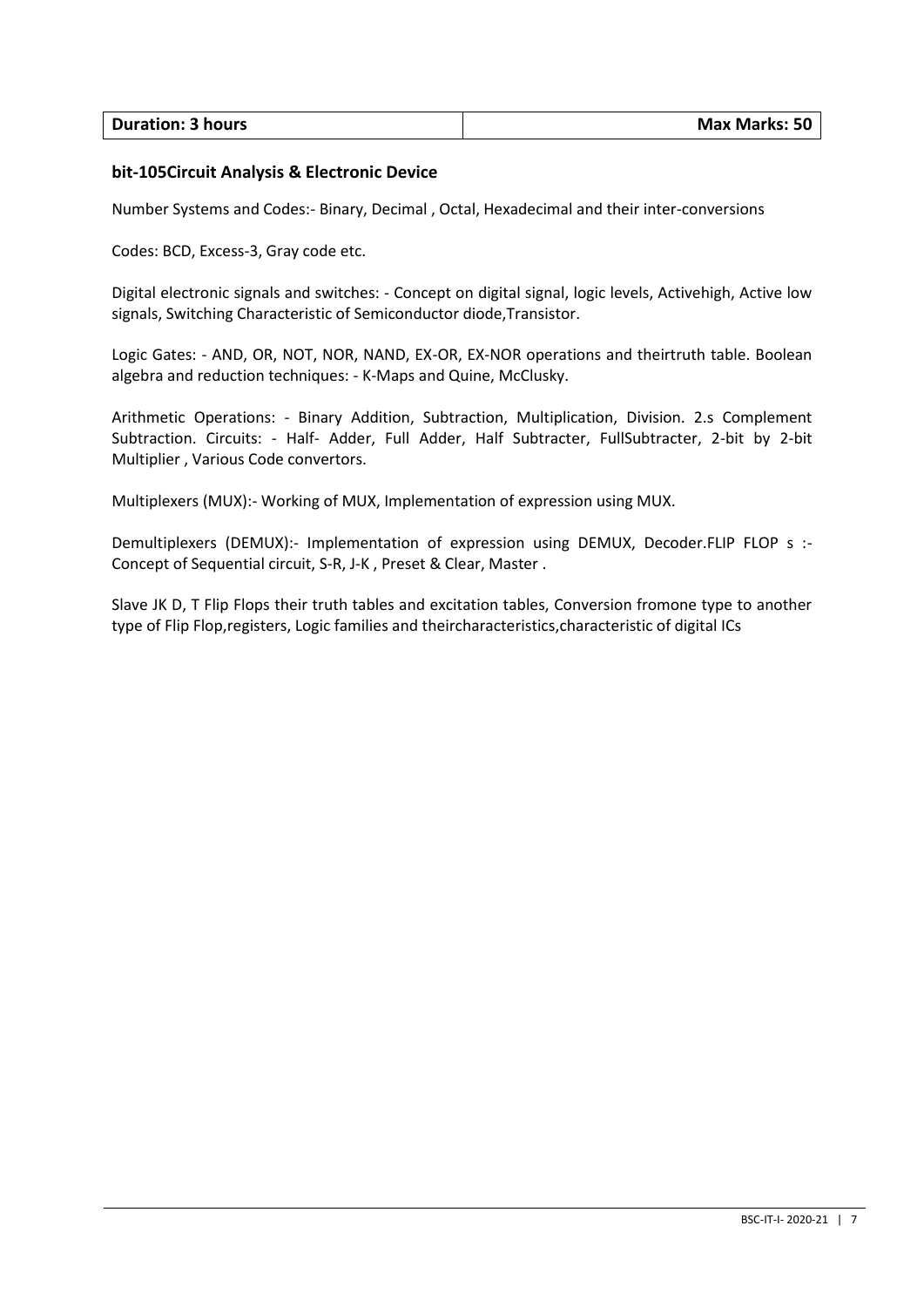| Duration: 3 hours | Max Marks: 50 |
| --- | --- |

**bit-105Circuit Analysis & Electronic Device**

Number Systems and Codes:- Binary, Decimal , Octal, Hexadecimal and their inter-conversions

Codes: BCD, Excess-3, Gray code etc.

Digital electronic signals and switches: - Concept on digital signal, logic levels, Activehigh, Active low signals, Switching Characteristic of Semiconductor diode,Transistor.

Logic Gates: - AND, OR, NOT, NOR, NAND, EX-OR, EX-NOR operations and theirtruth table. Boolean algebra and reduction techniques: - K-Maps and Quine, McClusky.

Arithmetic Operations: - Binary Addition, Subtraction, Multiplication, Division. 2.s Complement Subtraction. Circuits: - Half- Adder, Full Adder, Half Subtracter, FullSubtracter, 2-bit by 2-bit Multiplier , Various Code convertors.

Multiplexers (MUX):- Working of MUX, Implementation of expression using MUX.

Demultiplexers (DEMUX):- Implementation of expression using DEMUX, Decoder.FLIP FLOP s :- Concept of Sequential circuit, S-R, J-K , Preset & Clear, Master .

Slave JK D, T Flip Flops their truth tables and excitation tables, Conversion fromone type to another type of Flip Flop,registers, Logic families and theircharacteristics,characteristic of digital ICs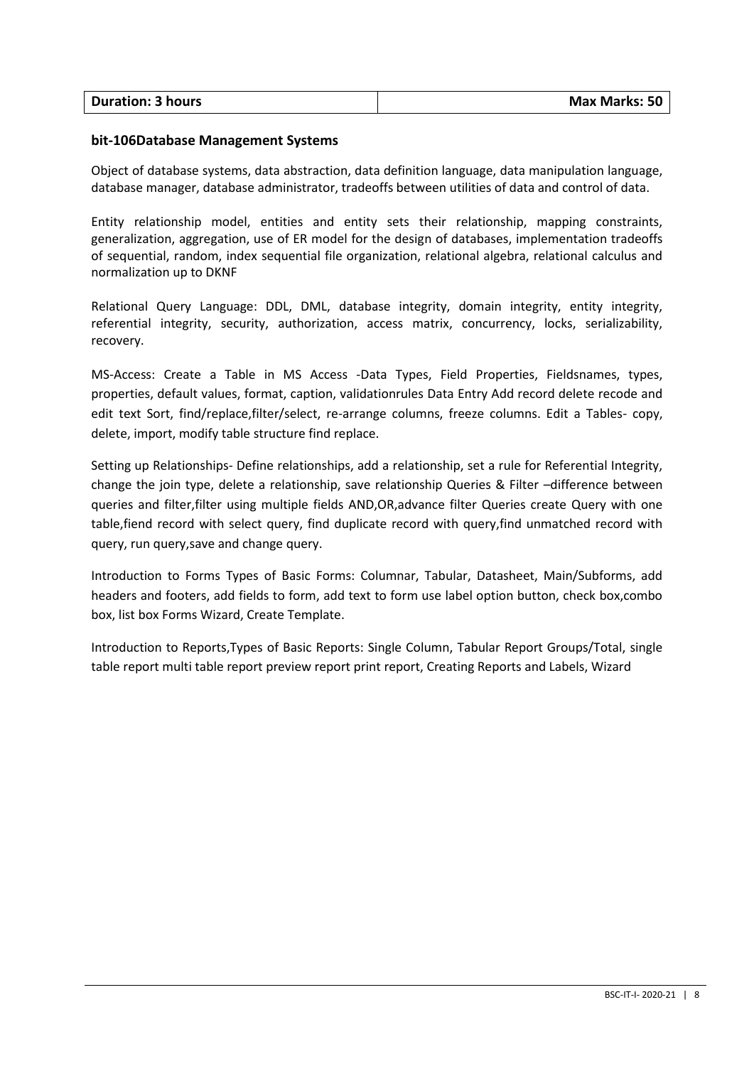| Duration: 3 hours | Max Marks: 50 |
| --- | --- |

**bit-106Database Management Systems**

Object of database systems, data abstraction, data definition language, data manipulation language, database manager, database administrator, tradeoffs between utilities of data and control of data.

Entity relationship model, entities and entity sets their relationship, mapping constraints, generalization, aggregation, use of ER model for the design of databases, implementation tradeoffs of sequential, random, index sequential file organization, relational algebra, relational calculus and normalization up to DKNF

Relational Query Language: DDL, DML, database integrity, domain integrity, entity integrity, referential integrity, security, authorization, access matrix, concurrency, locks, serializability, recovery.

MS-Access: Create a Table in MS Access -Data Types, Field Properties, Fieldsnames, types, properties, default values, format, caption, validationrules Data Entry Add record delete recode and edit text Sort, find/replace,filter/select, re-arrange columns, freeze columns. Edit a Tables- copy, delete, import, modify table structure find replace.

Setting up Relationships- Define relationships, add a relationship, set a rule for Referential Integrity, change the join type, delete a relationship, save relationship Queries & Filter –difference between queries and filter,filter using multiple fields AND,OR,advance filter Queries create Query with one table,fiend record with select query, find duplicate record with query,find unmatched record with query, run query,save and change query.

Introduction to Forms Types of Basic Forms: Columnar, Tabular, Datasheet, Main/Subforms, add headers and footers, add fields to form, add text to form use label option button, check box,combo box, list box Forms Wizard, Create Template.

Introduction to Reports,Types of Basic Reports: Single Column, Tabular Report Groups/Total, single table report multi table report preview report print report, Creating Reports and Labels, Wizard